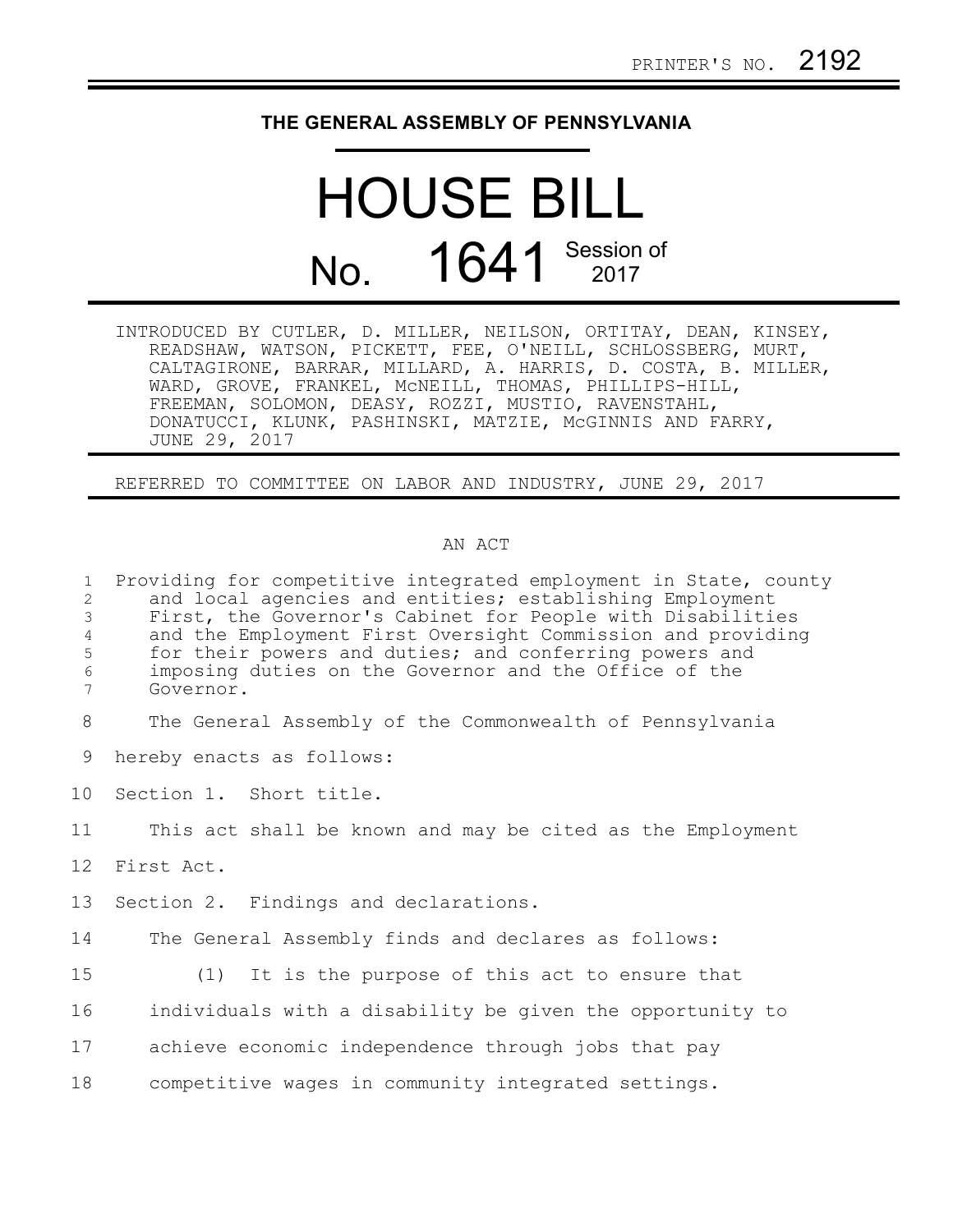PRINTER'S NO. 2192

**THE GENERAL ASSEMBLY OF PENNSYLVANIA**

# HOUSE BILL

## No. 1641 Session of 2017

INTRODUCED BY CUTLER, D. MILLER, NEILSON, ORTITAY, DEAN, KINSEY, READSHAW, WATSON, PICKETT, FEE, O'NEILL, SCHLOSSBERG, MURT, CALTAGIRONE, BARRAR, MILLARD, A. HARRIS, D. COSTA, B. MILLER, WARD, GROVE, FRANKEL, McNEILL, THOMAS, PHILLIPS-HILL, FREEMAN, SOLOMON, DEASY, ROZZI, MUSTIO, RAVENSTAHL, DONATUCCI, KLUNK, PASHINSKI, MATZIE, McGINNIS AND FARRY, JUNE 29, 2017

REFERRED TO COMMITTEE ON LABOR AND INDUSTRY, JUNE 29, 2017

AN ACT

Providing for competitive integrated employment in State, county and local agencies and entities; establishing Employment First, the Governor's Cabinet for People with Disabilities and the Employment First Oversight Commission and providing for their powers and duties; and conferring powers and imposing duties on the Governor and the Office of the Governor.

The General Assembly of the Commonwealth of Pennsylvania hereby enacts as follows:

Section 1. Short title.

This act shall be known and may be cited as the Employment First Act.

Section 2. Findings and declarations.

The General Assembly finds and declares as follows:

(1) It is the purpose of this act to ensure that individuals with a disability be given the opportunity to achieve economic independence through jobs that pay competitive wages in community integrated settings.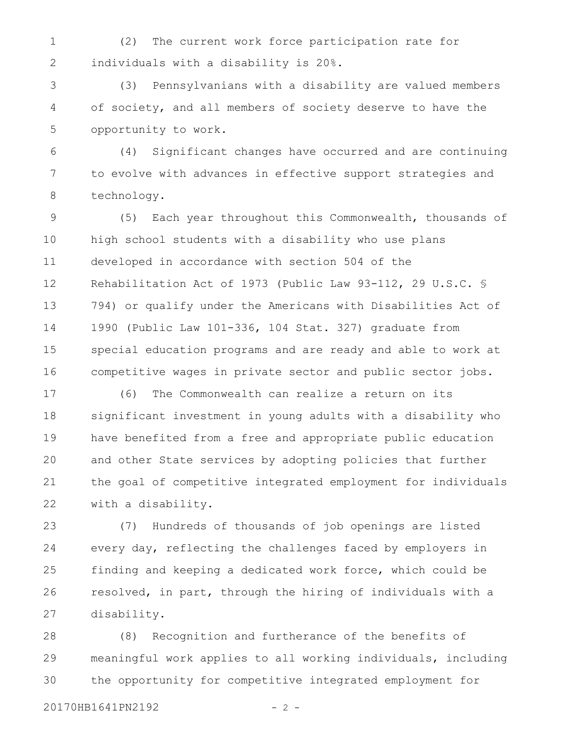(2) The current work force participation rate for individuals with a disability is 20%.

(3) Pennsylvanians with a disability are valued members of society, and all members of society deserve to have the opportunity to work.

(4) Significant changes have occurred and are continuing to evolve with advances in effective support strategies and technology.

(5) Each year throughout this Commonwealth, thousands of high school students with a disability who use plans developed in accordance with section 504 of the Rehabilitation Act of 1973 (Public Law 93-112, 29 U.S.C. § 794) or qualify under the Americans with Disabilities Act of 1990 (Public Law 101-336, 104 Stat. 327) graduate from special education programs and are ready and able to work at competitive wages in private sector and public sector jobs.

(6) The Commonwealth can realize a return on its significant investment in young adults with a disability who have benefited from a free and appropriate public education and other State services by adopting policies that further the goal of competitive integrated employment for individuals with a disability.

(7) Hundreds of thousands of job openings are listed every day, reflecting the challenges faced by employers in finding and keeping a dedicated work force, which could be resolved, in part, through the hiring of individuals with a disability.

(8) Recognition and furtherance of the benefits of meaningful work applies to all working individuals, including the opportunity for competitive integrated employment for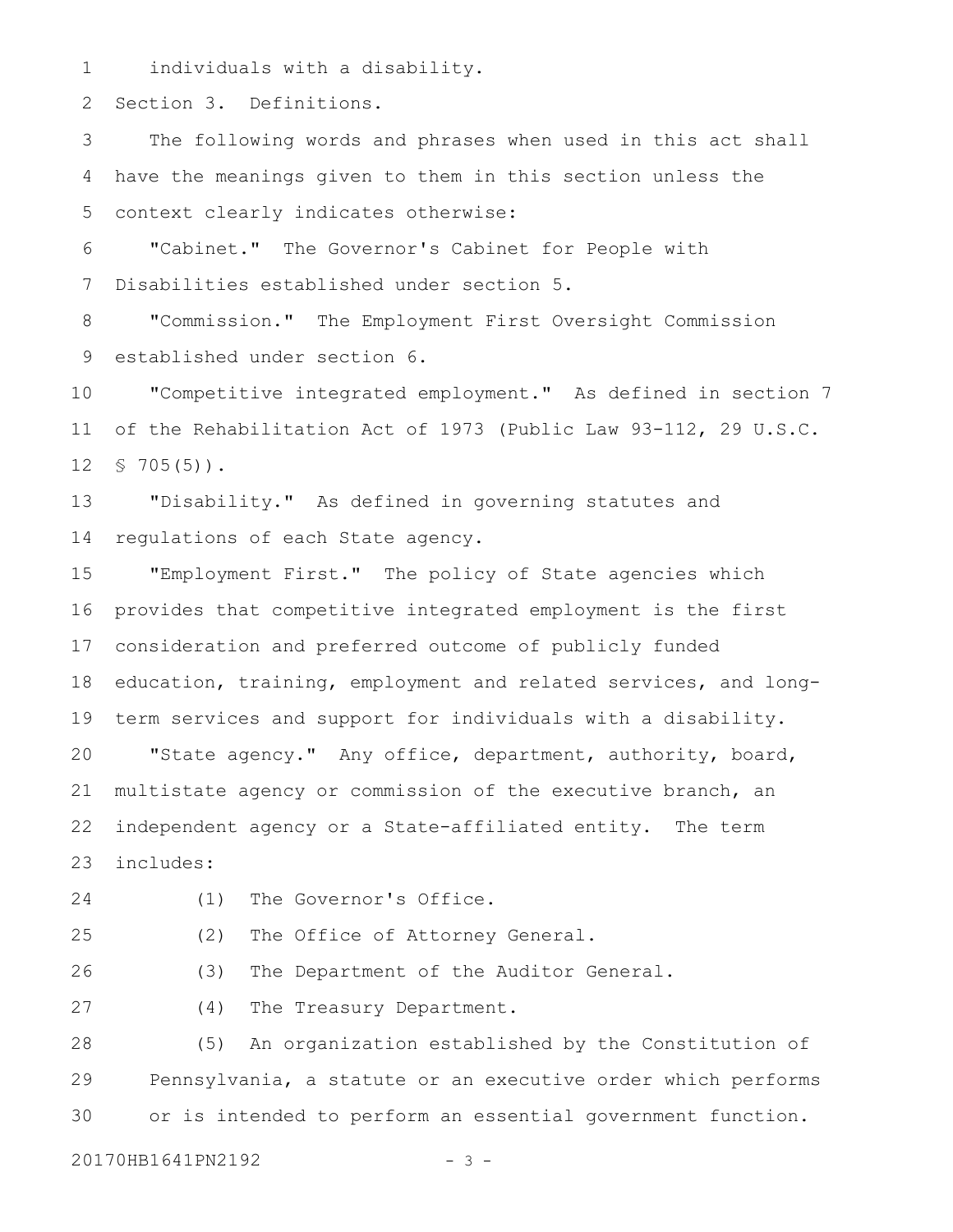individuals with a disability.

Section 3. Definitions.

The following words and phrases when used in this act shall have the meanings given to them in this section unless the context clearly indicates otherwise:

"Cabinet." The Governor's Cabinet for People with Disabilities established under section 5.

"Commission." The Employment First Oversight Commission established under section 6.

"Competitive integrated employment." As defined in section 7 of the Rehabilitation Act of 1973 (Public Law 93-112, 29 U.S.C. § 705(5)).

"Disability." As defined in governing statutes and regulations of each State agency.

"Employment First." The policy of State agencies which provides that competitive integrated employment is the first consideration and preferred outcome of publicly funded education, training, employment and related services, and long-term services and support for individuals with a disability.

"State agency." Any office, department, authority, board, multistate agency or commission of the executive branch, an independent agency or a State-affiliated entity. The term includes:

(1) The Governor's Office.

(2) The Office of Attorney General.

(3) The Department of the Auditor General.

(4) The Treasury Department.

(5) An organization established by the Constitution of Pennsylvania, a statute or an executive order which performs or is intended to perform an essential government function.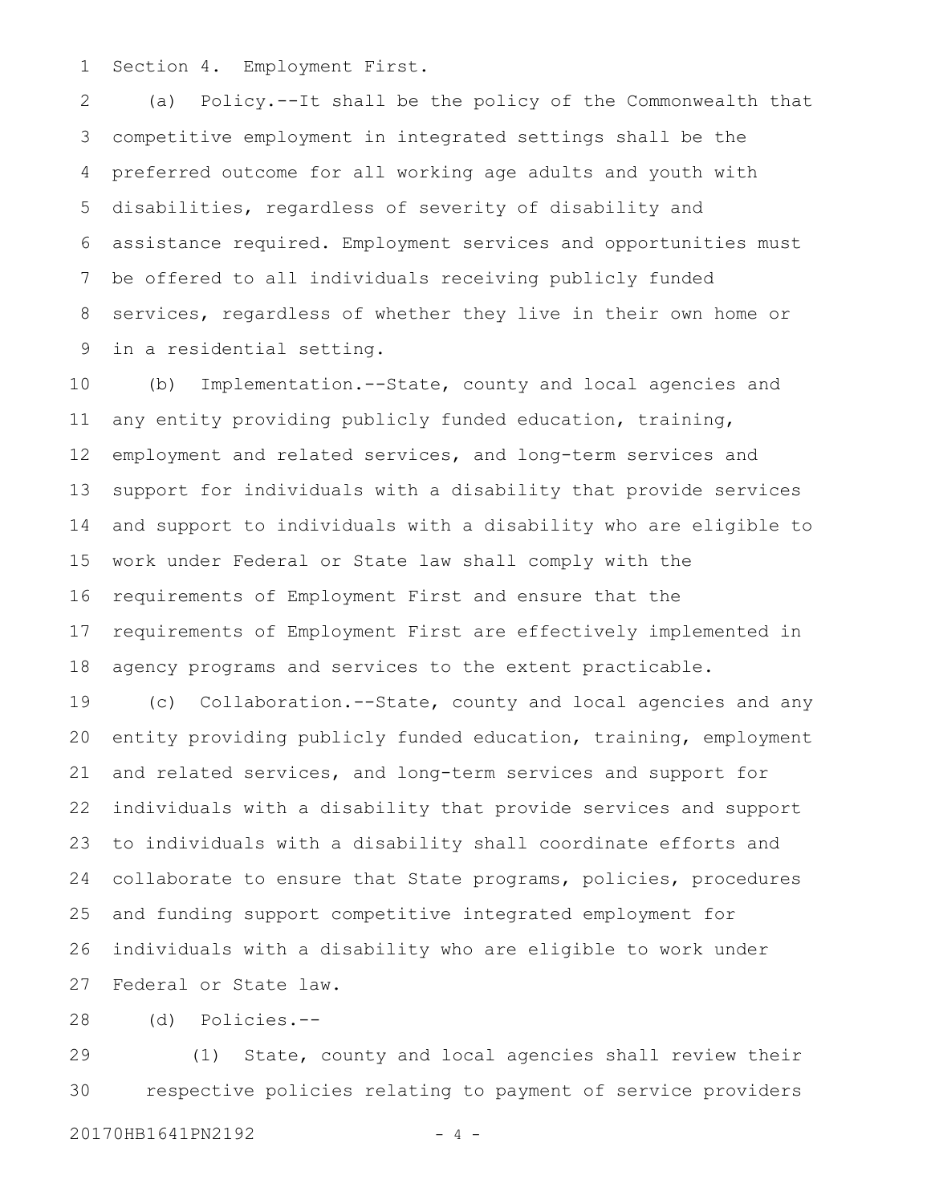Section 4. Employment First.

(a) Policy.--It shall be the policy of the Commonwealth that competitive employment in integrated settings shall be the preferred outcome for all working age adults and youth with disabilities, regardless of severity of disability and assistance required. Employment services and opportunities must be offered to all individuals receiving publicly funded services, regardless of whether they live in their own home or in a residential setting.

(b) Implementation.--State, county and local agencies and any entity providing publicly funded education, training, employment and related services, and long-term services and support for individuals with a disability that provide services and support to individuals with a disability who are eligible to work under Federal or State law shall comply with the requirements of Employment First and ensure that the requirements of Employment First are effectively implemented in agency programs and services to the extent practicable.

(c) Collaboration.--State, county and local agencies and any entity providing publicly funded education, training, employment and related services, and long-term services and support for individuals with a disability that provide services and support to individuals with a disability shall coordinate efforts and collaborate to ensure that State programs, policies, procedures and funding support competitive integrated employment for individuals with a disability who are eligible to work under Federal or State law.

(d) Policies.--

(1) State, county and local agencies shall review their respective policies relating to payment of service providers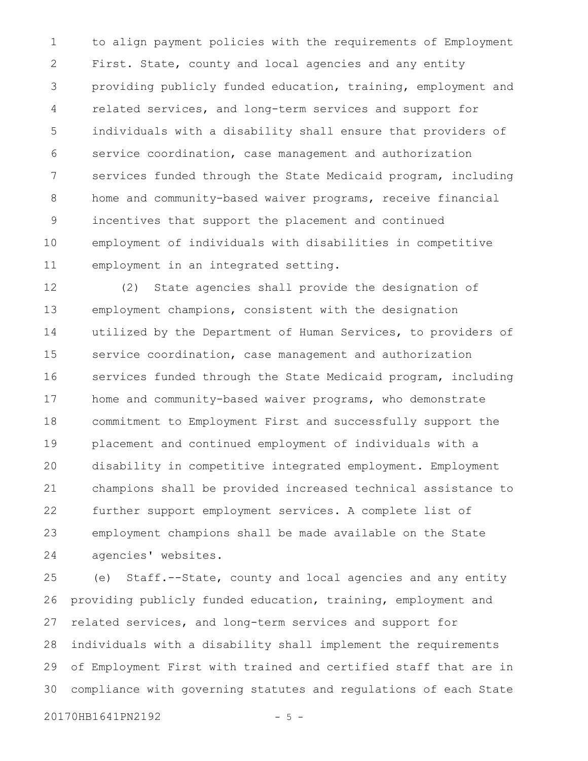to align payment policies with the requirements of Employment First. State, county and local agencies and any entity providing publicly funded education, training, employment and related services, and long-term services and support for individuals with a disability shall ensure that providers of service coordination, case management and authorization services funded through the State Medicaid program, including home and community-based waiver programs, receive financial incentives that support the placement and continued employment of individuals with disabilities in competitive employment in an integrated setting.

(2) State agencies shall provide the designation of employment champions, consistent with the designation utilized by the Department of Human Services, to providers of service coordination, case management and authorization services funded through the State Medicaid program, including home and community-based waiver programs, who demonstrate commitment to Employment First and successfully support the placement and continued employment of individuals with a disability in competitive integrated employment. Employment champions shall be provided increased technical assistance to further support employment services. A complete list of employment champions shall be made available on the State agencies' websites.

(e) Staff.--State, county and local agencies and any entity providing publicly funded education, training, employment and related services, and long-term services and support for individuals with a disability shall implement the requirements of Employment First with trained and certified staff that are in compliance with governing statutes and regulations of each State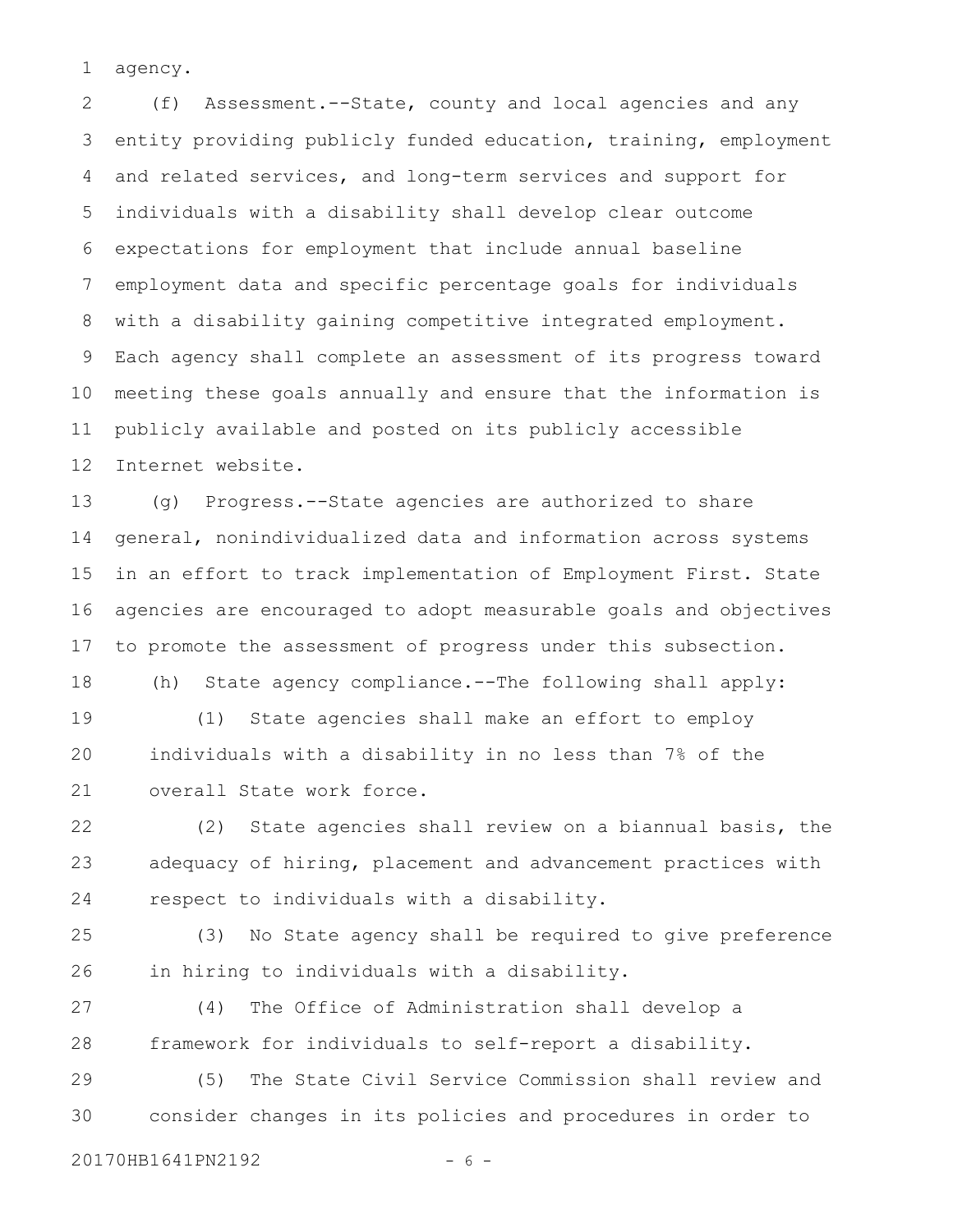agency.

(f) Assessment.--State, county and local agencies and any entity providing publicly funded education, training, employment and related services, and long-term services and support for individuals with a disability shall develop clear outcome expectations for employment that include annual baseline employment data and specific percentage goals for individuals with a disability gaining competitive integrated employment. Each agency shall complete an assessment of its progress toward meeting these goals annually and ensure that the information is publicly available and posted on its publicly accessible Internet website.

(g) Progress.--State agencies are authorized to share general, nonindividualized data and information across systems in an effort to track implementation of Employment First. State agencies are encouraged to adopt measurable goals and objectives to promote the assessment of progress under this subsection.

(h) State agency compliance.--The following shall apply:

(1) State agencies shall make an effort to employ individuals with a disability in no less than 7% of the overall State work force.

(2) State agencies shall review on a biannual basis, the adequacy of hiring, placement and advancement practices with respect to individuals with a disability.

(3) No State agency shall be required to give preference in hiring to individuals with a disability.

(4) The Office of Administration shall develop a framework for individuals to self-report a disability.

(5) The State Civil Service Commission shall review and consider changes in its policies and procedures in order to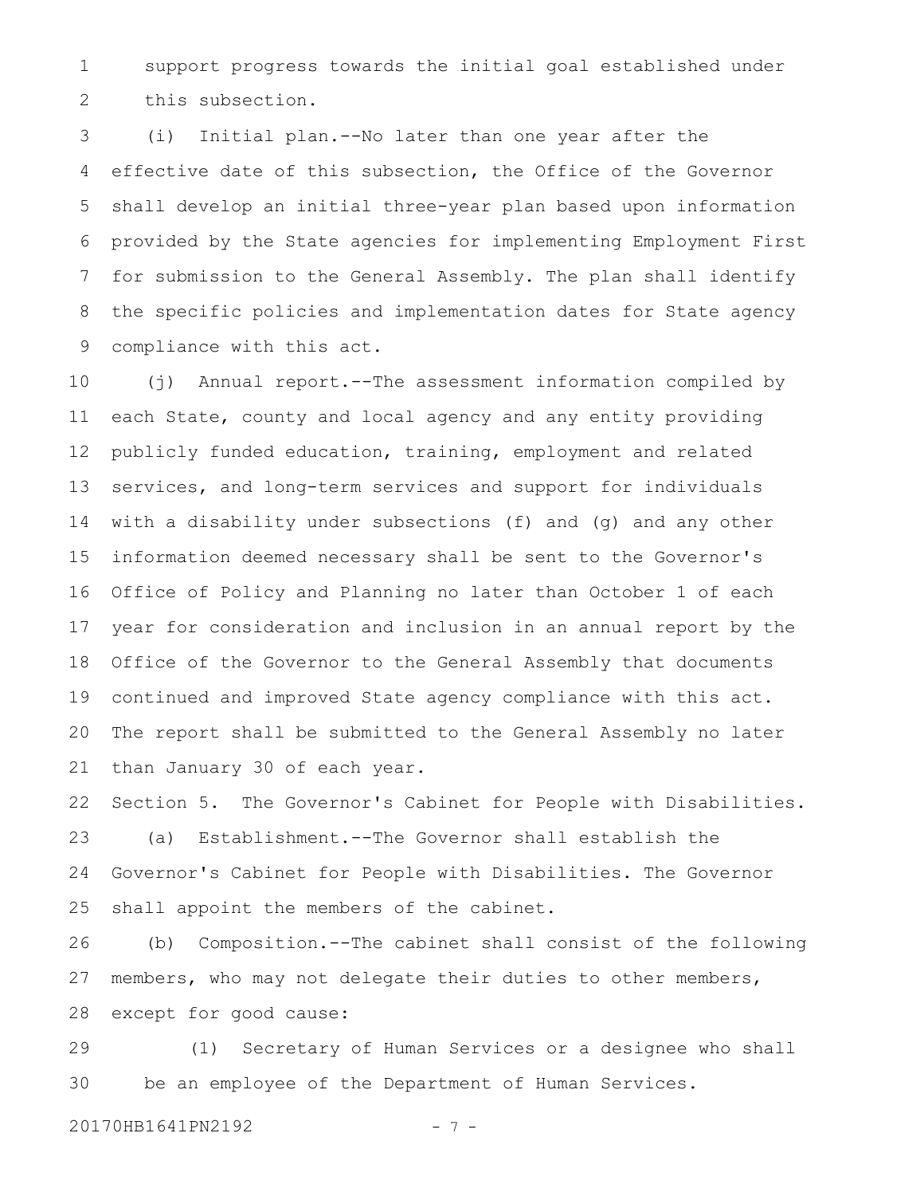support progress towards the initial goal established under this subsection.

(i) Initial plan.--No later than one year after the effective date of this subsection, the Office of the Governor shall develop an initial three-year plan based upon information provided by the State agencies for implementing Employment First for submission to the General Assembly. The plan shall identify the specific policies and implementation dates for State agency compliance with this act.

(j) Annual report.--The assessment information compiled by each State, county and local agency and any entity providing publicly funded education, training, employment and related services, and long-term services and support for individuals with a disability under subsections (f) and (g) and any other information deemed necessary shall be sent to the Governor's Office of Policy and Planning no later than October 1 of each year for consideration and inclusion in an annual report by the Office of the Governor to the General Assembly that documents continued and improved State agency compliance with this act. The report shall be submitted to the General Assembly no later than January 30 of each year.

Section 5. The Governor's Cabinet for People with Disabilities.

(a) Establishment.--The Governor shall establish the Governor's Cabinet for People with Disabilities. The Governor shall appoint the members of the cabinet.

(b) Composition.--The cabinet shall consist of the following members, who may not delegate their duties to other members, except for good cause:

(1) Secretary of Human Services or a designee who shall be an employee of the Department of Human Services.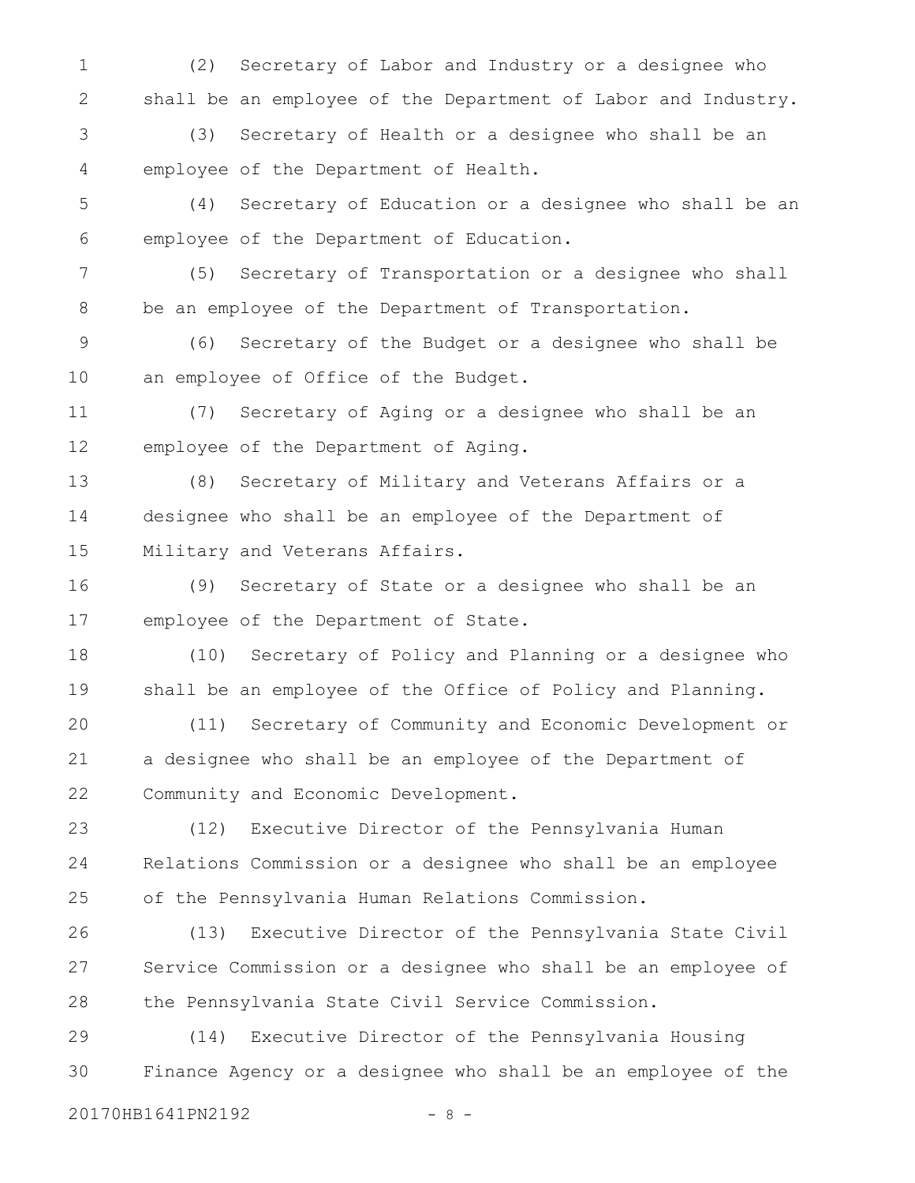(2) Secretary of Labor and Industry or a designee who shall be an employee of the Department of Labor and Industry.

(3) Secretary of Health or a designee who shall be an employee of the Department of Health.

(4) Secretary of Education or a designee who shall be an employee of the Department of Education.

(5) Secretary of Transportation or a designee who shall be an employee of the Department of Transportation.

(6) Secretary of the Budget or a designee who shall be an employee of Office of the Budget.

(7) Secretary of Aging or a designee who shall be an employee of the Department of Aging.

(8) Secretary of Military and Veterans Affairs or a designee who shall be an employee of the Department of Military and Veterans Affairs.

(9) Secretary of State or a designee who shall be an employee of the Department of State.

(10) Secretary of Policy and Planning or a designee who shall be an employee of the Office of Policy and Planning.

(11) Secretary of Community and Economic Development or a designee who shall be an employee of the Department of Community and Economic Development.

(12) Executive Director of the Pennsylvania Human Relations Commission or a designee who shall be an employee of the Pennsylvania Human Relations Commission.

(13) Executive Director of the Pennsylvania State Civil Service Commission or a designee who shall be an employee of the Pennsylvania State Civil Service Commission.

(14) Executive Director of the Pennsylvania Housing Finance Agency or a designee who shall be an employee of the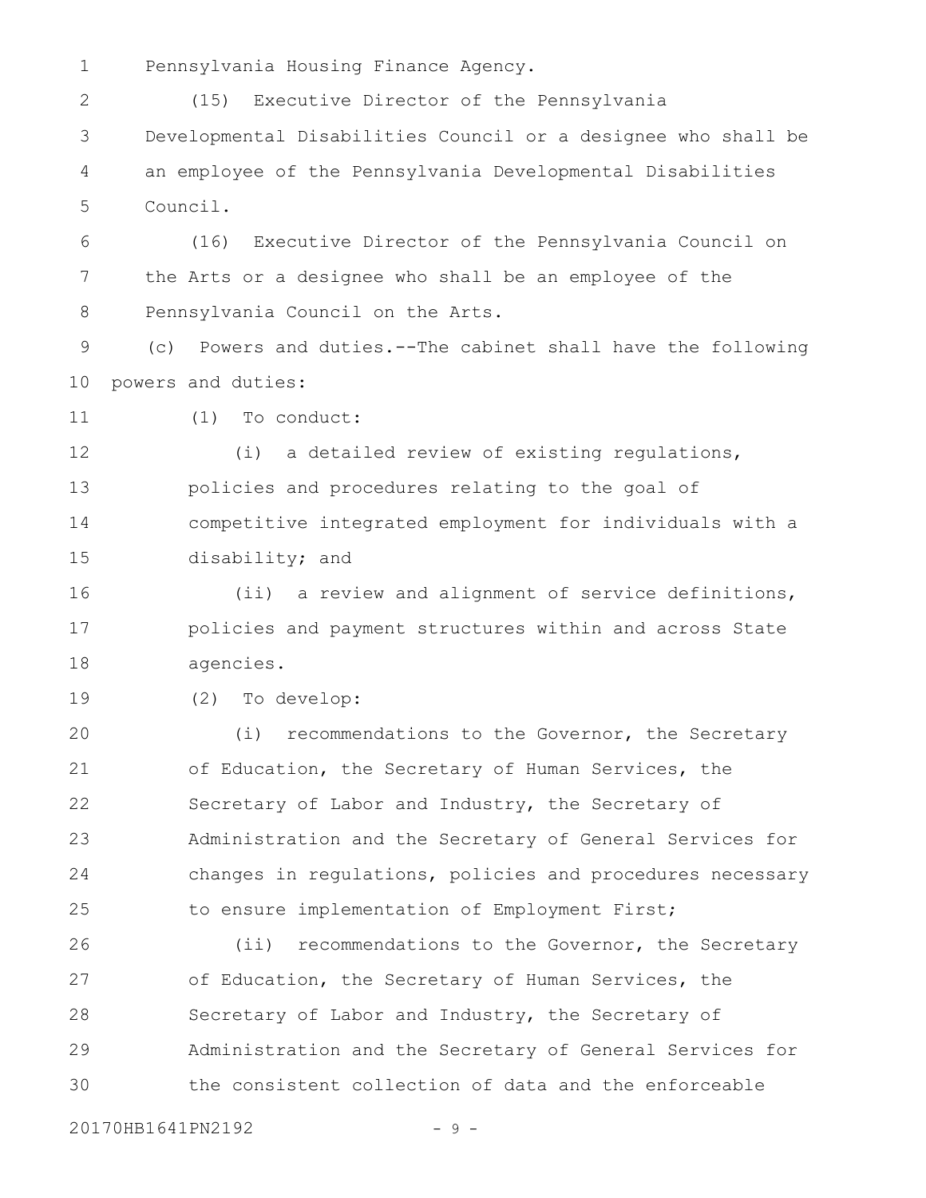Pennsylvania Housing Finance Agency.

(15) Executive Director of the Pennsylvania Developmental Disabilities Council or a designee who shall be an employee of the Pennsylvania Developmental Disabilities Council.

(16) Executive Director of the Pennsylvania Council on the Arts or a designee who shall be an employee of the Pennsylvania Council on the Arts.

(c) Powers and duties.--The cabinet shall have the following powers and duties:

(1) To conduct:

(i) a detailed review of existing regulations, policies and procedures relating to the goal of competitive integrated employment for individuals with a disability; and

(ii) a review and alignment of service definitions, policies and payment structures within and across State agencies.

(2) To develop:

(i) recommendations to the Governor, the Secretary of Education, the Secretary of Human Services, the Secretary of Labor and Industry, the Secretary of Administration and the Secretary of General Services for changes in regulations, policies and procedures necessary to ensure implementation of Employment First;

(ii) recommendations to the Governor, the Secretary of Education, the Secretary of Human Services, the Secretary of Labor and Industry, the Secretary of Administration and the Secretary of General Services for the consistent collection of data and the enforceable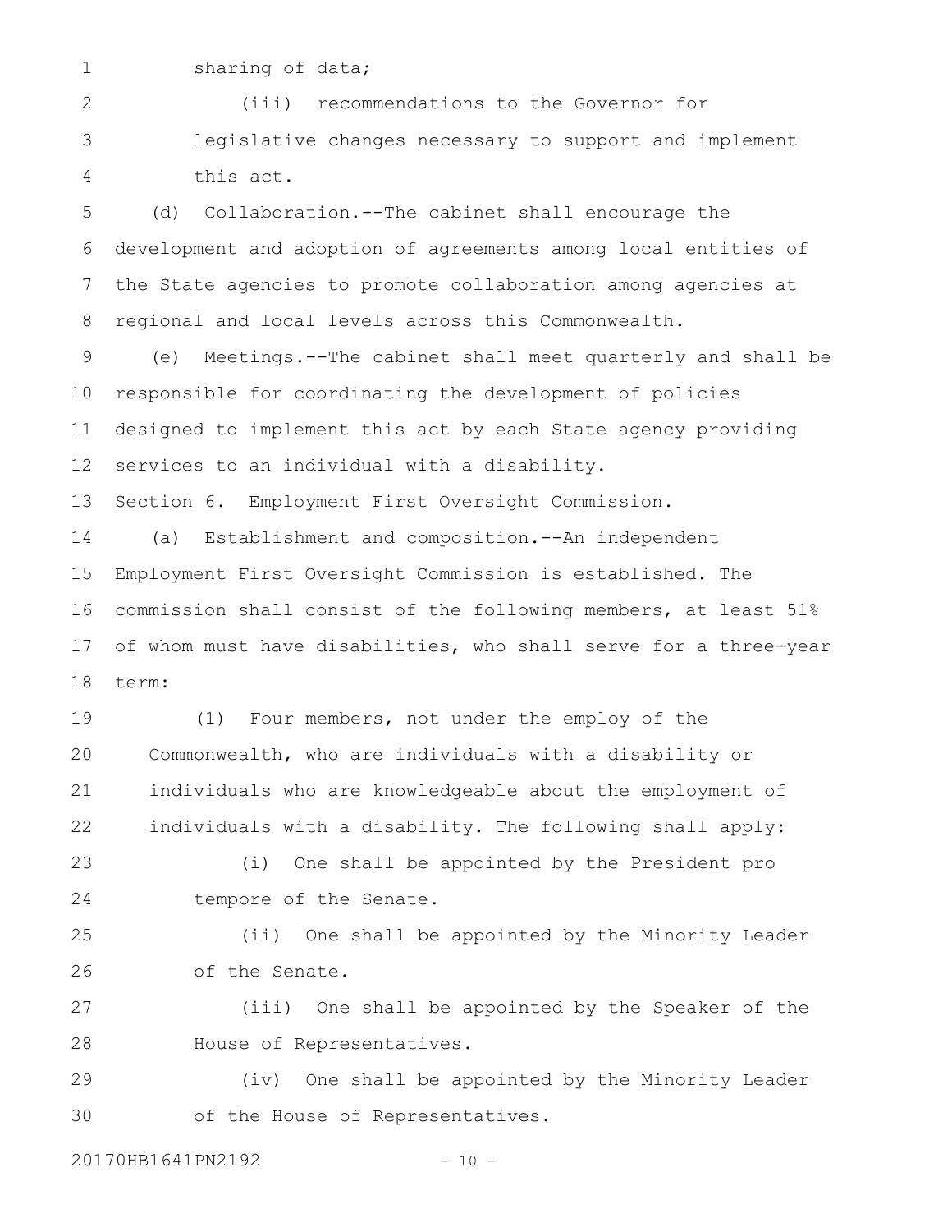sharing of data;

(iii) recommendations to the Governor for legislative changes necessary to support and implement this act.

(d) Collaboration.--The cabinet shall encourage the development and adoption of agreements among local entities of the State agencies to promote collaboration among agencies at regional and local levels across this Commonwealth.

(e) Meetings.--The cabinet shall meet quarterly and shall be responsible for coordinating the development of policies designed to implement this act by each State agency providing services to an individual with a disability.

Section 6. Employment First Oversight Commission.

(a) Establishment and composition.--An independent Employment First Oversight Commission is established. The commission shall consist of the following members, at least 51% of whom must have disabilities, who shall serve for a three-year term:

(1) Four members, not under the employ of the Commonwealth, who are individuals with a disability or individuals who are knowledgeable about the employment of individuals with a disability. The following shall apply:

(i) One shall be appointed by the President pro tempore of the Senate.

(ii) One shall be appointed by the Minority Leader of the Senate.

(iii) One shall be appointed by the Speaker of the House of Representatives.

(iv) One shall be appointed by the Minority Leader of the House of Representatives.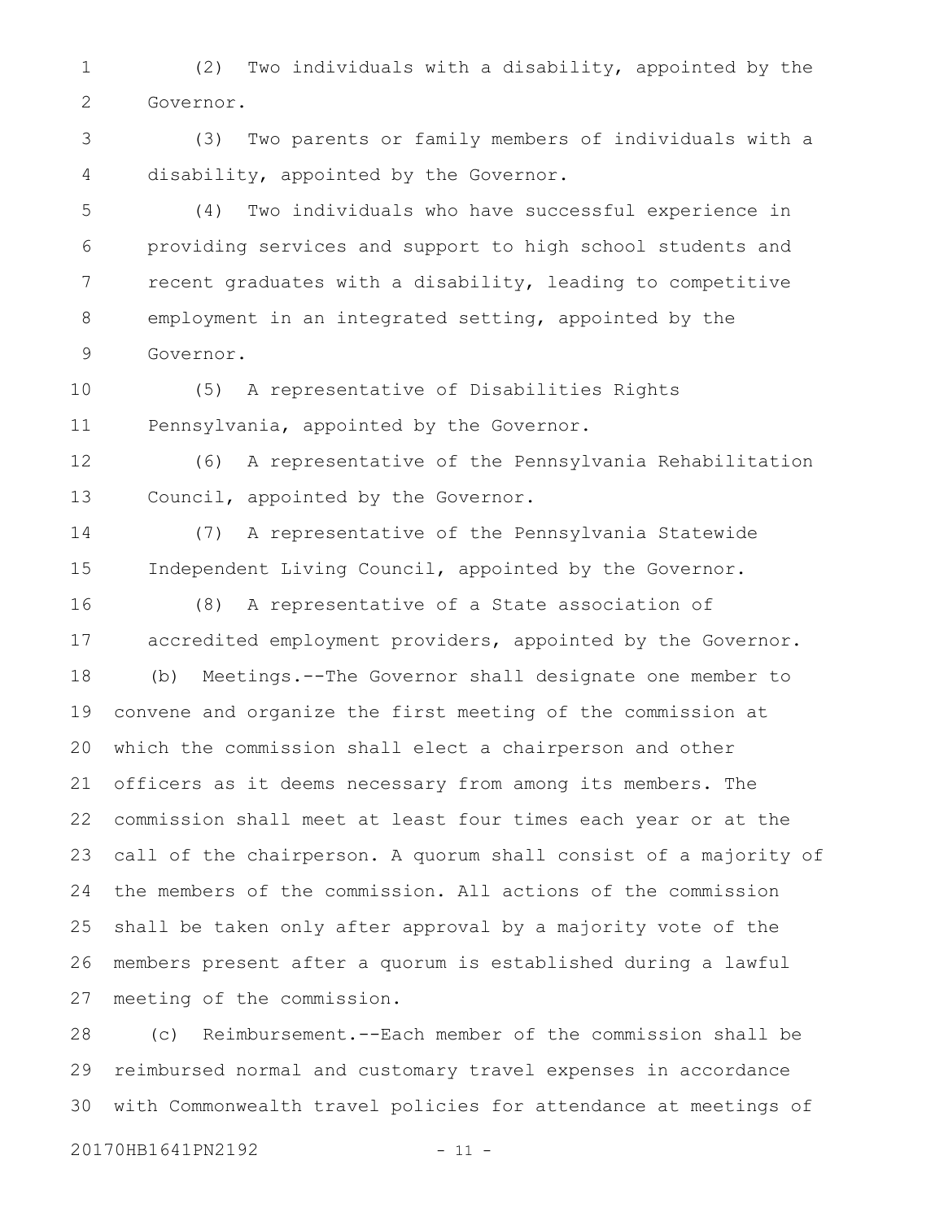(2) Two individuals with a disability, appointed by the Governor.

(3) Two parents or family members of individuals with a disability, appointed by the Governor.

(4) Two individuals who have successful experience in providing services and support to high school students and recent graduates with a disability, leading to competitive employment in an integrated setting, appointed by the Governor.

(5) A representative of Disabilities Rights Pennsylvania, appointed by the Governor.

(6) A representative of the Pennsylvania Rehabilitation Council, appointed by the Governor.

(7) A representative of the Pennsylvania Statewide Independent Living Council, appointed by the Governor.

(8) A representative of a State association of accredited employment providers, appointed by the Governor.

(b) Meetings.--The Governor shall designate one member to convene and organize the first meeting of the commission at which the commission shall elect a chairperson and other officers as it deems necessary from among its members. The commission shall meet at least four times each year or at the call of the chairperson. A quorum shall consist of a majority of the members of the commission. All actions of the commission shall be taken only after approval by a majority vote of the members present after a quorum is established during a lawful meeting of the commission.

(c) Reimbursement.--Each member of the commission shall be reimbursed normal and customary travel expenses in accordance with Commonwealth travel policies for attendance at meetings of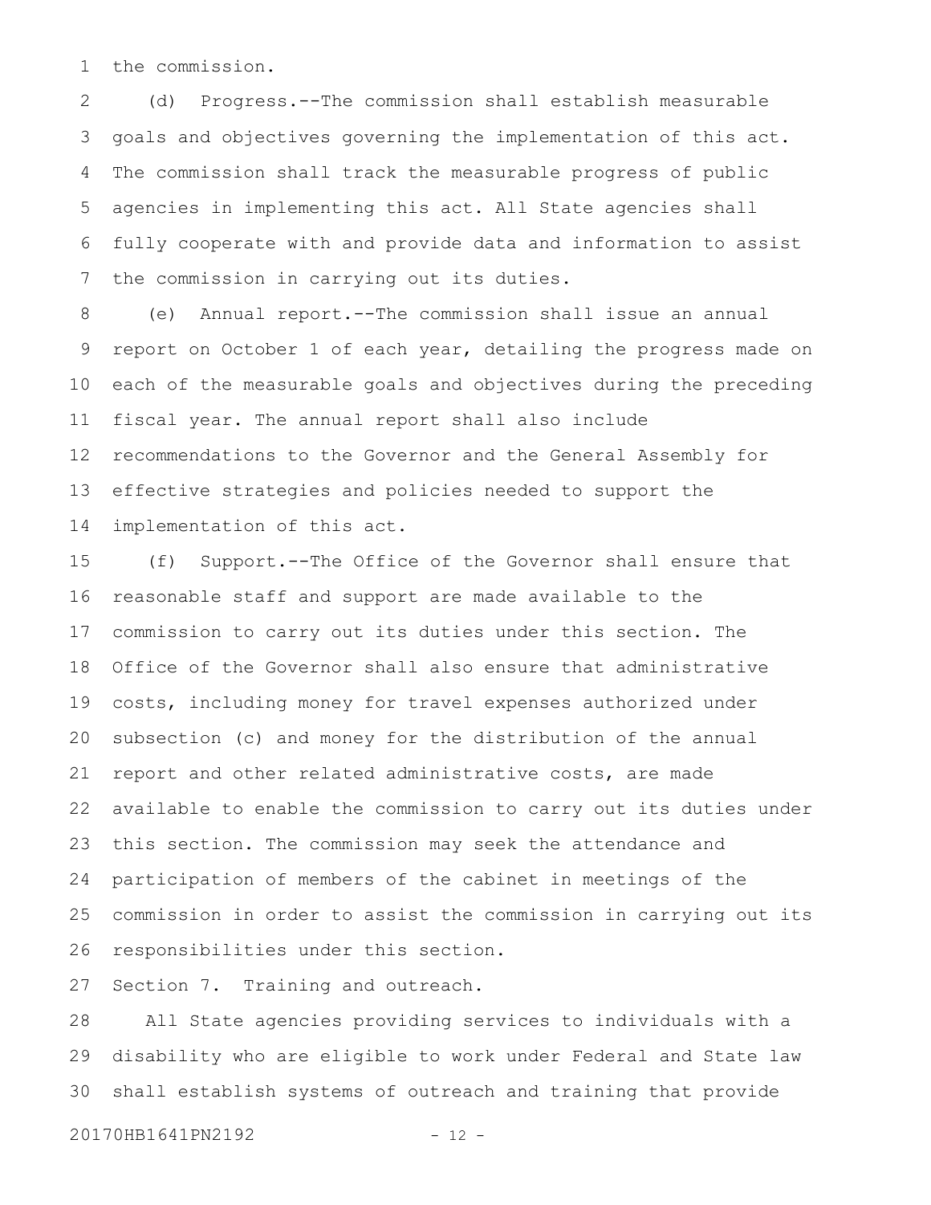the commission.

(d) Progress.--The commission shall establish measurable goals and objectives governing the implementation of this act. The commission shall track the measurable progress of public agencies in implementing this act. All State agencies shall fully cooperate with and provide data and information to assist the commission in carrying out its duties.

(e) Annual report.--The commission shall issue an annual report on October 1 of each year, detailing the progress made on each of the measurable goals and objectives during the preceding fiscal year. The annual report shall also include recommendations to the Governor and the General Assembly for effective strategies and policies needed to support the implementation of this act.

(f) Support.--The Office of the Governor shall ensure that reasonable staff and support are made available to the commission to carry out its duties under this section. The Office of the Governor shall also ensure that administrative costs, including money for travel expenses authorized under subsection (c) and money for the distribution of the annual report and other related administrative costs, are made available to enable the commission to carry out its duties under this section. The commission may seek the attendance and participation of members of the cabinet in meetings of the commission in order to assist the commission in carrying out its responsibilities under this section.

Section 7. Training and outreach.

All State agencies providing services to individuals with a disability who are eligible to work under Federal and State law shall establish systems of outreach and training that provide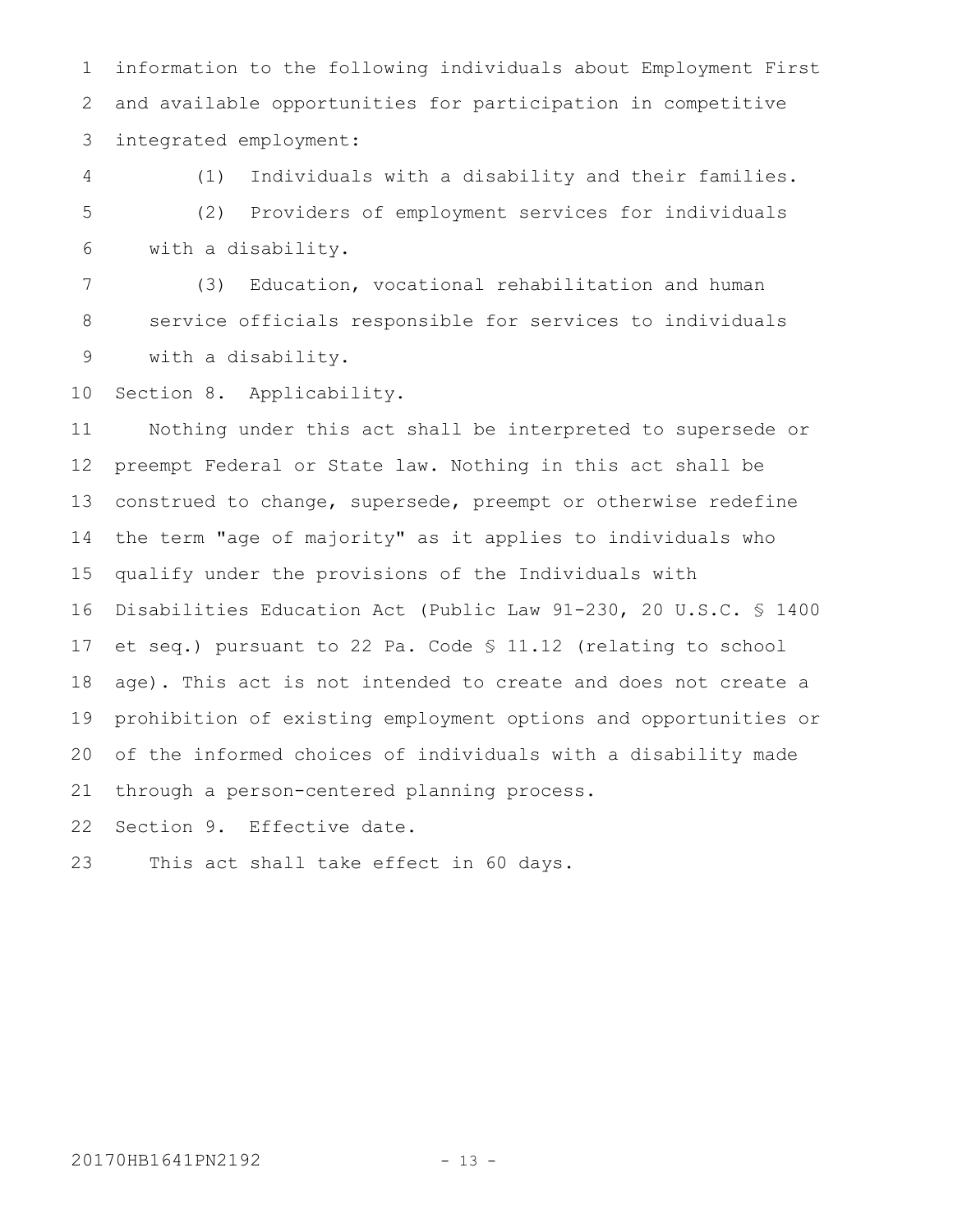information to the following individuals about Employment First and available opportunities for participation in competitive integrated employment:

(1) Individuals with a disability and their families.

(2) Providers of employment services for individuals with a disability.

(3) Education, vocational rehabilitation and human service officials responsible for services to individuals with a disability.

Section 8. Applicability.

Nothing under this act shall be interpreted to supersede or preempt Federal or State law. Nothing in this act shall be construed to change, supersede, preempt or otherwise redefine the term "age of majority" as it applies to individuals who qualify under the provisions of the Individuals with Disabilities Education Act (Public Law 91-230, 20 U.S.C. § 1400 et seq.) pursuant to 22 Pa. Code § 11.12 (relating to school age). This act is not intended to create and does not create a prohibition of existing employment options and opportunities or of the informed choices of individuals with a disability made through a person-centered planning process.

Section 9. Effective date.

This act shall take effect in 60 days.